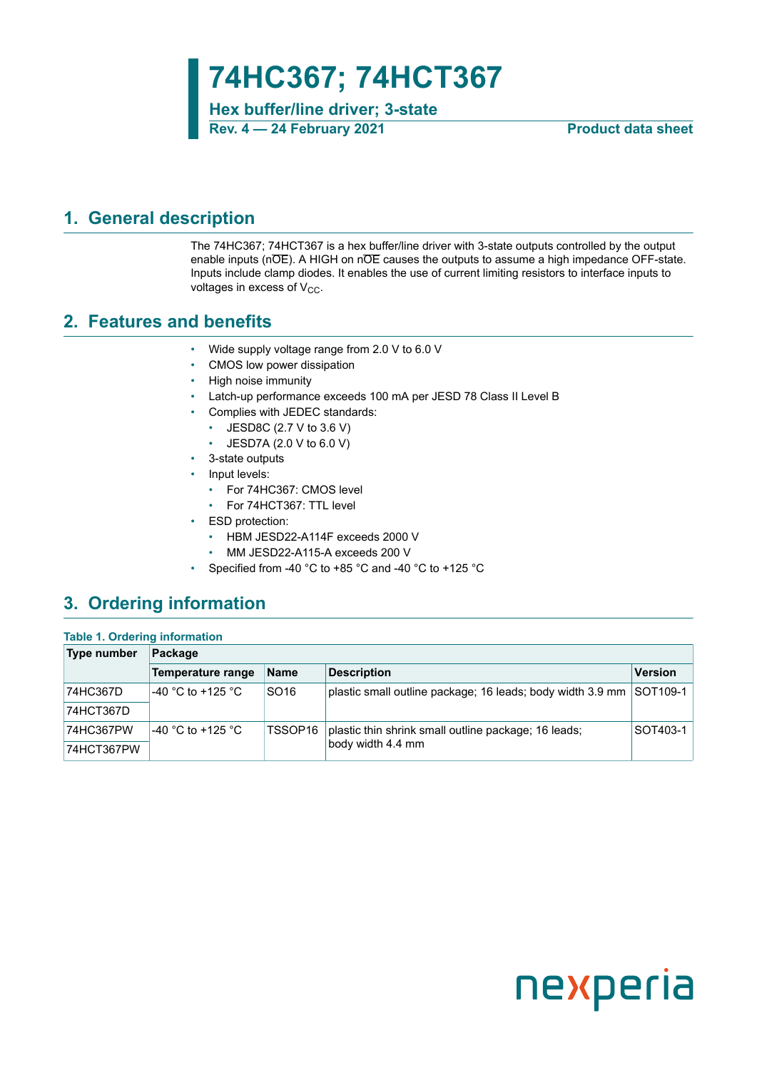# 74HC367; 74HCT367

**Hex buffer/line driver; 3-state**

**Rev. 4 — 24 February 2021** **Product data sheet**

## 1. General description

The 74HC367; 74HCT367 is a hex buffer/line driver with 3-state outputs controlled by the output enable inputs ($n\overline{OE}$). A HIGH on $n\overline{OE}$ causes the outputs to assume a high impedance OFF-state. Inputs include clamp diodes. It enables the use of current limiting resistors to interface inputs to voltages in excess of $V_{CC}$.

## 2. Features and benefits

- Wide supply voltage range from 2.0 V to 6.0 V
- CMOS low power dissipation
- High noise immunity
- Latch-up performance exceeds 100 mA per JESD 78 Class II Level B
- Complies with JEDEC standards:
  - JESD8C (2.7 V to 3.6 V)
  - JESD7A (2.0 V to 6.0 V)
- 3-state outputs
- Input levels:
  - For 74HC367: CMOS level
  - For 74HCT367: TTL level
- ESD protection:
  - HBM JESD22-A114F exceeds 2000 V
  - MM JESD22-A115-A exceeds 200 V
- Specified from -40 °C to +85 °C and -40 °C to +125 °C

## 3. Ordering information

**Table 1. Ordering information**

| Type number | Package | | | |
|---|---|---|---|---|
| | Temperature range | Name | Description | Version |
| 74HC367D | -40 °C to +125 °C | SO16 | plastic small outline package; 16 leads; body width 3.9 mm | SOT109-1 |
| 74HCT367D | | | | |
| 74HC367PW | -40 °C to +125 °C | TSSOP16 | plastic thin shrink small outline package; 16 leads; body width 4.4 mm | SOT403-1 |
| 74HCT367PW | | | | |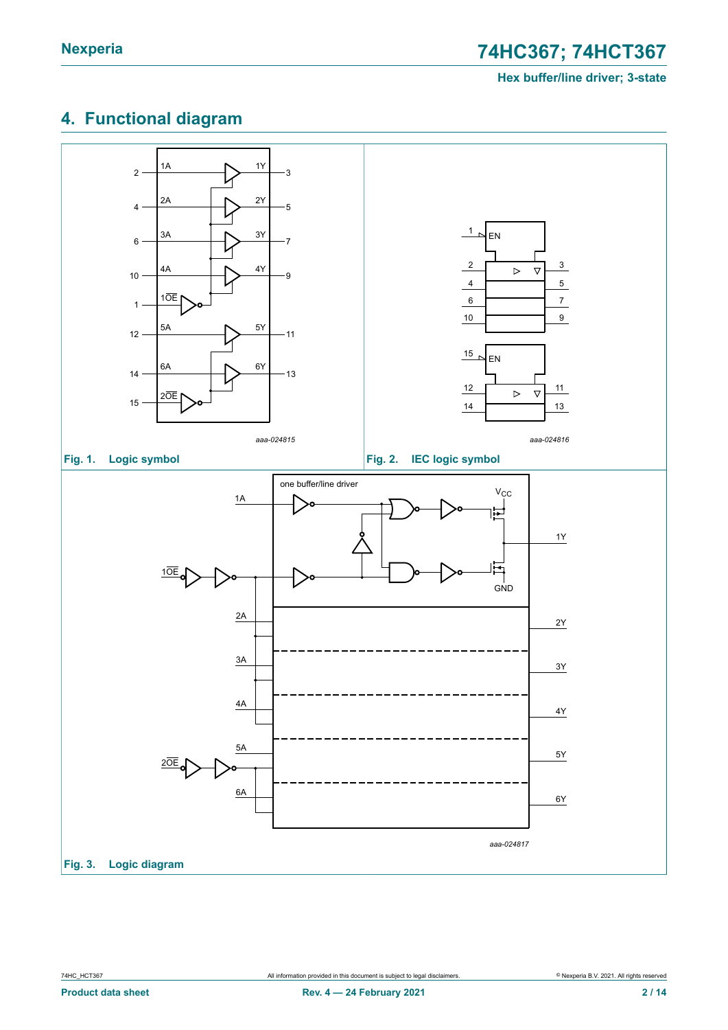## 4. Functional diagram

Fig. 1. Logic symbol

Fig. 2. IEC logic symbol

Fig. 3. Logic diagram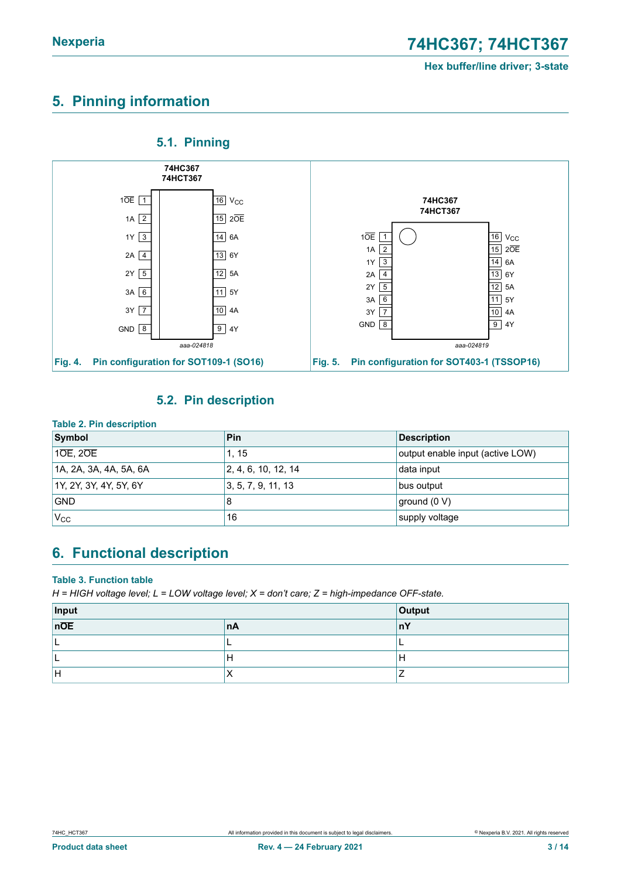## 5. Pinning information

### 5.1. Pinning

Fig. 4. Pin configuration for SOT109-1 (SO16)

Fig. 5. Pin configuration for SOT403-1 (TSSOP16)

### 5.2. Pin description

**Table 2. Pin description**

| Symbol | Pin | Description |
|---|---|---|
| 1$\overline{OE}$, 2$\overline{OE}$ | 1, 15 | output enable input (active LOW) |
| 1A, 2A, 3A, 4A, 5A, 6A | 2, 4, 6, 10, 12, 14 | data input |
| 1Y, 2Y, 3Y, 4Y, 5Y, 6Y | 3, 5, 7, 9, 11, 13 | bus output |
| GND | 8 | ground (0 V) |
| $V_{CC}$ | 16 | supply voltage |

## 6. Functional description

**Table 3. Function table**

*H = HIGH voltage level; L = LOW voltage level; X = don't care; Z = high-impedance OFF-state.*

| Input | | Output |
|---|---|---|
| **n$\overline{OE}$** | **nA** | **nY** |
| L | L | L |
| L | H | H |
| H | X | Z |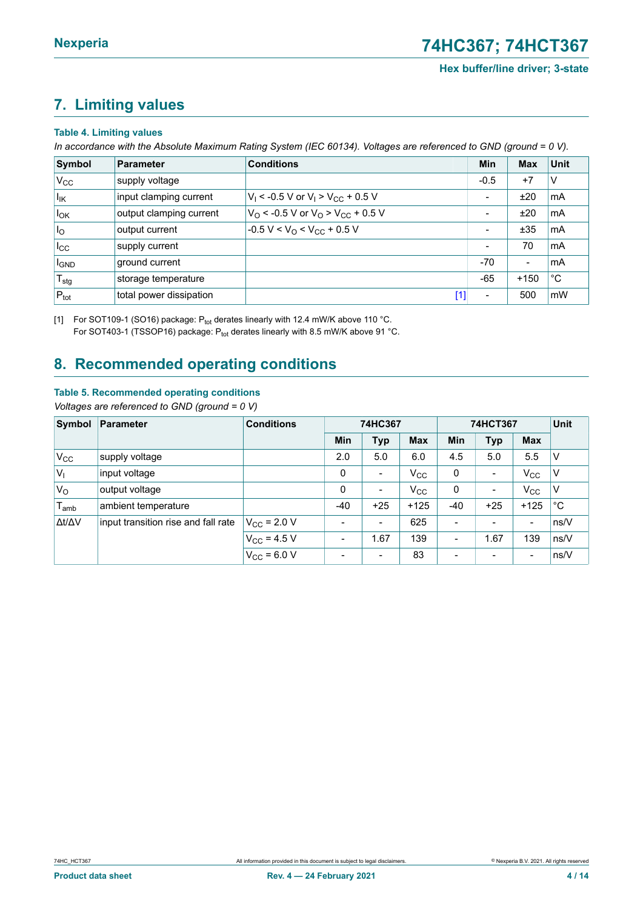## 7. Limiting values

**Table 4. Limiting values**

*In accordance with the Absolute Maximum Rating System (IEC 60134). Voltages are referenced to GND (ground = 0 V).*

| Symbol | Parameter | Conditions | Min | Max | Unit |
|---|---|---|---|---|---|
| $V_{CC}$ | supply voltage | | -0.5 | +7 | V |
| $I_{IK}$ | input clamping current | $V_I$ < -0.5 V or $V_I$ > $V_{CC}$ + 0.5 V | - | ±20 | mA |
| $I_{OK}$ | output clamping current | $V_O$ < -0.5 V or $V_O$ > $V_{CC}$ + 0.5 V | - | ±20 | mA |
| $I_O$ | output current | -0.5 V < $V_O$ < $V_{CC}$ + 0.5 V | - | ±35 | mA |
| $I_{CC}$ | supply current | | - | 70 | mA |
| $I_{GND}$ | ground current | | -70 | - | mA |
| $T_{stg}$ | storage temperature | | -65 | +150 | °C |
| $P_{tot}$ | total power dissipation | [1] | - | 500 | mW |

[1] For SOT109-1 (SO16) package: $P_{tot}$ derates linearly with 12.4 mW/K above 110 °C.
For SOT403-1 (TSSOP16) package: $P_{tot}$ derates linearly with 8.5 mW/K above 91 °C.

## 8. Recommended operating conditions

**Table 5. Recommended operating conditions**

*Voltages are referenced to GND (ground = 0 V)*

| Symbol | Parameter | Conditions | 74HC367 | | | 74HCT367 | | | Unit |
|---|---|---|---|---|---|---|---|---|---|
| | | | Min | Typ | Max | Min | Typ | Max | |
| $V_{CC}$ | supply voltage | | 2.0 | 5.0 | 6.0 | 4.5 | 5.0 | 5.5 | V |
| $V_I$ | input voltage | | 0 | - | $V_{CC}$ | 0 | - | $V_{CC}$ | V |
| $V_O$ | output voltage | | 0 | - | $V_{CC}$ | 0 | - | $V_{CC}$ | V |
| $T_{amb}$ | ambient temperature | | -40 | +25 | +125 | -40 | +25 | +125 | °C |
| $\Delta t/\Delta V$ | input transition rise and fall rate | $V_{CC}$ = 2.0 V | - | - | 625 | - | - | - | ns/V |
| | | $V_{CC}$ = 4.5 V | - | 1.67 | 139 | - | 1.67 | 139 | ns/V |
| | | $V_{CC}$ = 6.0 V | - | - | 83 | - | - | - | ns/V |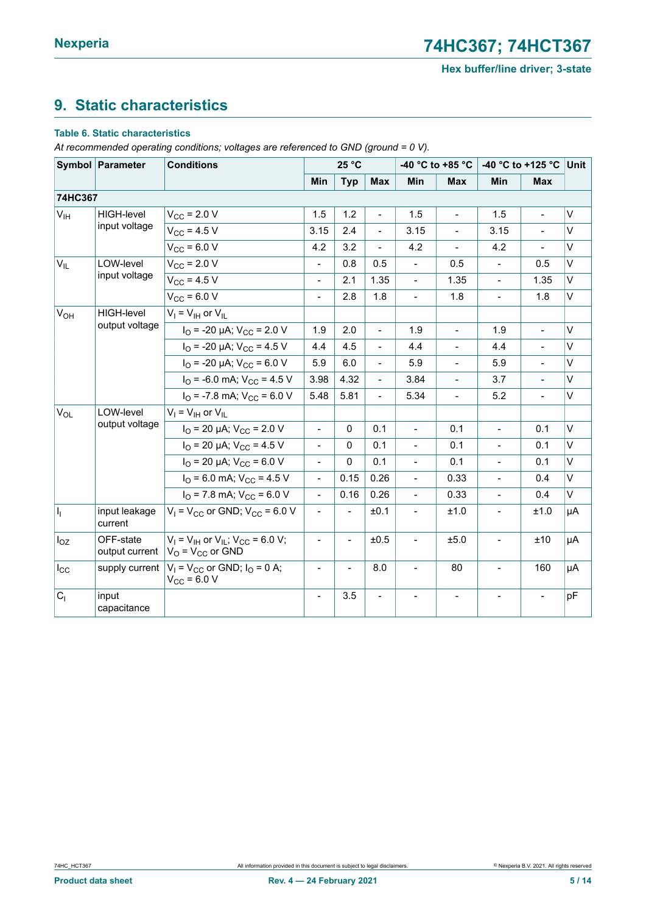## 9. Static characteristics

**Table 6. Static characteristics**

*At recommended operating conditions; voltages are referenced to GND (ground = 0 V).*

| Symbol | Parameter | Conditions | 25 °C | | | -40 °C to +85 °C | | -40 °C to +125 °C | | Unit |
|---|---|---|---|---|---|---|---|---|---|---|
| | | | Min | Typ | Max | Min | Max | Min | Max | |
| **74HC367** | | | | | | | | | | |
| $V_{IH}$ | HIGH-level input voltage | $V_{CC}$ = 2.0 V | 1.5 | 1.2 | - | 1.5 | - | 1.5 | - | V |
| | | $V_{CC}$ = 4.5 V | 3.15 | 2.4 | - | 3.15 | - | 3.15 | - | V |
| | | $V_{CC}$ = 6.0 V | 4.2 | 3.2 | - | 4.2 | - | 4.2 | - | V |
| $V_{IL}$ | LOW-level input voltage | $V_{CC}$ = 2.0 V | - | 0.8 | 0.5 | - | 0.5 | - | 0.5 | V |
| | | $V_{CC}$ = 4.5 V | - | 2.1 | 1.35 | - | 1.35 | - | 1.35 | V |
| | | $V_{CC}$ = 6.0 V | - | 2.8 | 1.8 | - | 1.8 | - | 1.8 | V |
| $V_{OH}$ | HIGH-level output voltage | $V_I$ = $V_{IH}$ or $V_{IL}$ | | | | | | | | |
| | | $I_O$ = -20 µA; $V_{CC}$ = 2.0 V | 1.9 | 2.0 | - | 1.9 | - | 1.9 | - | V |
| | | $I_O$ = -20 µA; $V_{CC}$ = 4.5 V | 4.4 | 4.5 | - | 4.4 | - | 4.4 | - | V |
| | | $I_O$ = -20 µA; $V_{CC}$ = 6.0 V | 5.9 | 6.0 | - | 5.9 | - | 5.9 | - | V |
| | | $I_O$ = -6.0 mA; $V_{CC}$ = 4.5 V | 3.98 | 4.32 | - | 3.84 | - | 3.7 | - | V |
| | | $I_O$ = -7.8 mA; $V_{CC}$ = 6.0 V | 5.48 | 5.81 | - | 5.34 | - | 5.2 | - | V |
| $V_{OL}$ | LOW-level output voltage | $V_I$ = $V_{IH}$ or $V_{IL}$ | | | | | | | | |
| | | $I_O$ = 20 µA; $V_{CC}$ = 2.0 V | - | 0 | 0.1 | - | 0.1 | - | 0.1 | V |
| | | $I_O$ = 20 µA; $V_{CC}$ = 4.5 V | - | 0 | 0.1 | - | 0.1 | - | 0.1 | V |
| | | $I_O$ = 20 µA; $V_{CC}$ = 6.0 V | - | 0 | 0.1 | - | 0.1 | - | 0.1 | V |
| | | $I_O$ = 6.0 mA; $V_{CC}$ = 4.5 V | - | 0.15 | 0.26 | - | 0.33 | - | 0.4 | V |
| | | $I_O$ = 7.8 mA; $V_{CC}$ = 6.0 V | - | 0.16 | 0.26 | - | 0.33 | - | 0.4 | V |
| $I_I$ | input leakage current | $V_I$ = $V_{CC}$ or GND; $V_{CC}$ = 6.0 V | - | - | ±0.1 | - | ±1.0 | - | ±1.0 | µA |
| $I_{OZ}$ | OFF-state output current | $V_I$ = $V_{IH}$ or $V_{IL}$; $V_{CC}$ = 6.0 V; $V_O$ = $V_{CC}$ or GND | - | - | ±0.5 | - | ±5.0 | - | ±10 | µA |
| $I_{CC}$ | supply current | $V_I$ = $V_{CC}$ or GND; $I_O$ = 0 A; $V_{CC}$ = 6.0 V | - | - | 8.0 | - | 80 | - | 160 | µA |
| $C_I$ | input capacitance | | - | 3.5 | - | - | - | - | - | pF |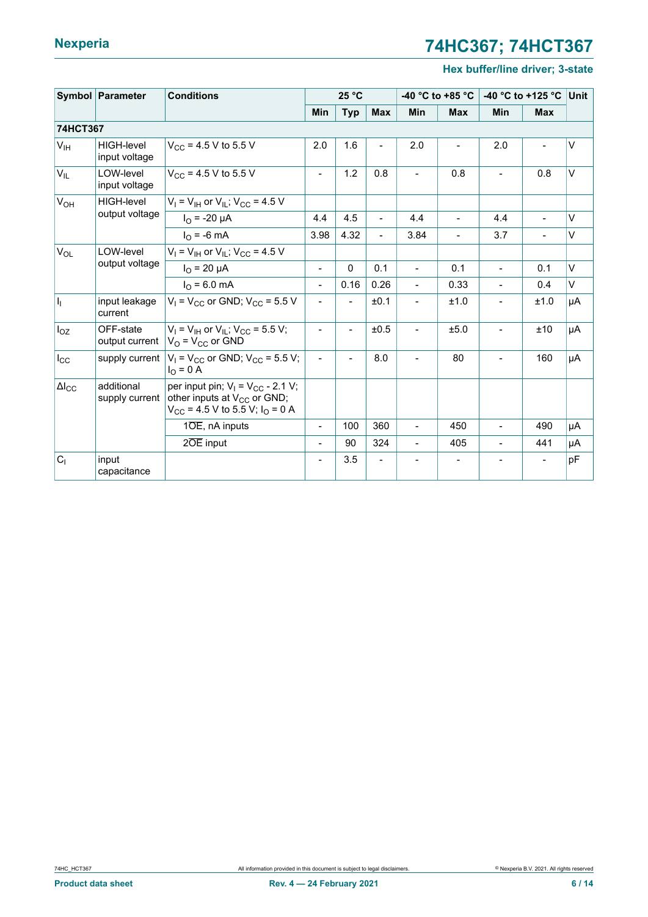| Symbol | Parameter | Conditions | 25 °C | | | -40 °C to +85 °C | | -40 °C to +125 °C | | Unit |
|---|---|---|---|---|---|---|---|---|---|---|
| | | | Min | Typ | Max | Min | Max | Min | Max | |
| **74HCT367** | | | | | | | | | | |
| $V_{IH}$ | HIGH-level input voltage | $V_{CC}$ = 4.5 V to 5.5 V | 2.0 | 1.6 | - | 2.0 | - | 2.0 | - | V |
| $V_{IL}$ | LOW-level input voltage | $V_{CC}$ = 4.5 V to 5.5 V | - | 1.2 | 0.8 | - | 0.8 | - | 0.8 | V |
| $V_{OH}$ | HIGH-level output voltage | $V_I = V_{IH}$ or $V_{IL}$; $V_{CC}$ = 4.5 V | | | | | | | | |
| | | $I_O$ = -20 μA | 4.4 | 4.5 | - | 4.4 | - | 4.4 | - | V |
| | | $I_O$ = -6 mA | 3.98 | 4.32 | - | 3.84 | - | 3.7 | - | V |
| $V_{OL}$ | LOW-level output voltage | $V_I = V_{IH}$ or $V_{IL}$; $V_{CC}$ = 4.5 V | | | | | | | | |
| | | $I_O$ = 20 μA | - | 0 | 0.1 | - | 0.1 | - | 0.1 | V |
| | | $I_O$ = 6.0 mA | - | 0.16 | 0.26 | - | 0.33 | - | 0.4 | V |
| $I_I$ | input leakage current | $V_I = V_{CC}$ or GND; $V_{CC}$ = 5.5 V | - | - | ±0.1 | - | ±1.0 | - | ±1.0 | μA |
| $I_{OZ}$ | OFF-state output current | $V_I = V_{IH}$ or $V_{IL}$; $V_{CC}$ = 5.5 V; $V_O = V_{CC}$ or GND | - | - | ±0.5 | - | ±5.0 | - | ±10 | μA |
| $I_{CC}$ | supply current | $V_I = V_{CC}$ or GND; $V_{CC}$ = 5.5 V; $I_O$ = 0 A | - | - | 8.0 | - | 80 | - | 160 | μA |
| $\Delta I_{CC}$ | additional supply current | per input pin; $V_I = V_{CC}$ - 2.1 V; other inputs at $V_{CC}$ or GND; $V_{CC}$ = 4.5 V to 5.5 V; $I_O$ = 0 A | | | | | | | | |
| | | $1\overline{OE}$, nA inputs | - | 100 | 360 | - | 450 | - | 490 | μA |
| | | $2\overline{OE}$ input | - | 90 | 324 | - | 405 | - | 441 | μA |
| $C_I$ | input capacitance | | - | 3.5 | - | - | - | - | - | pF |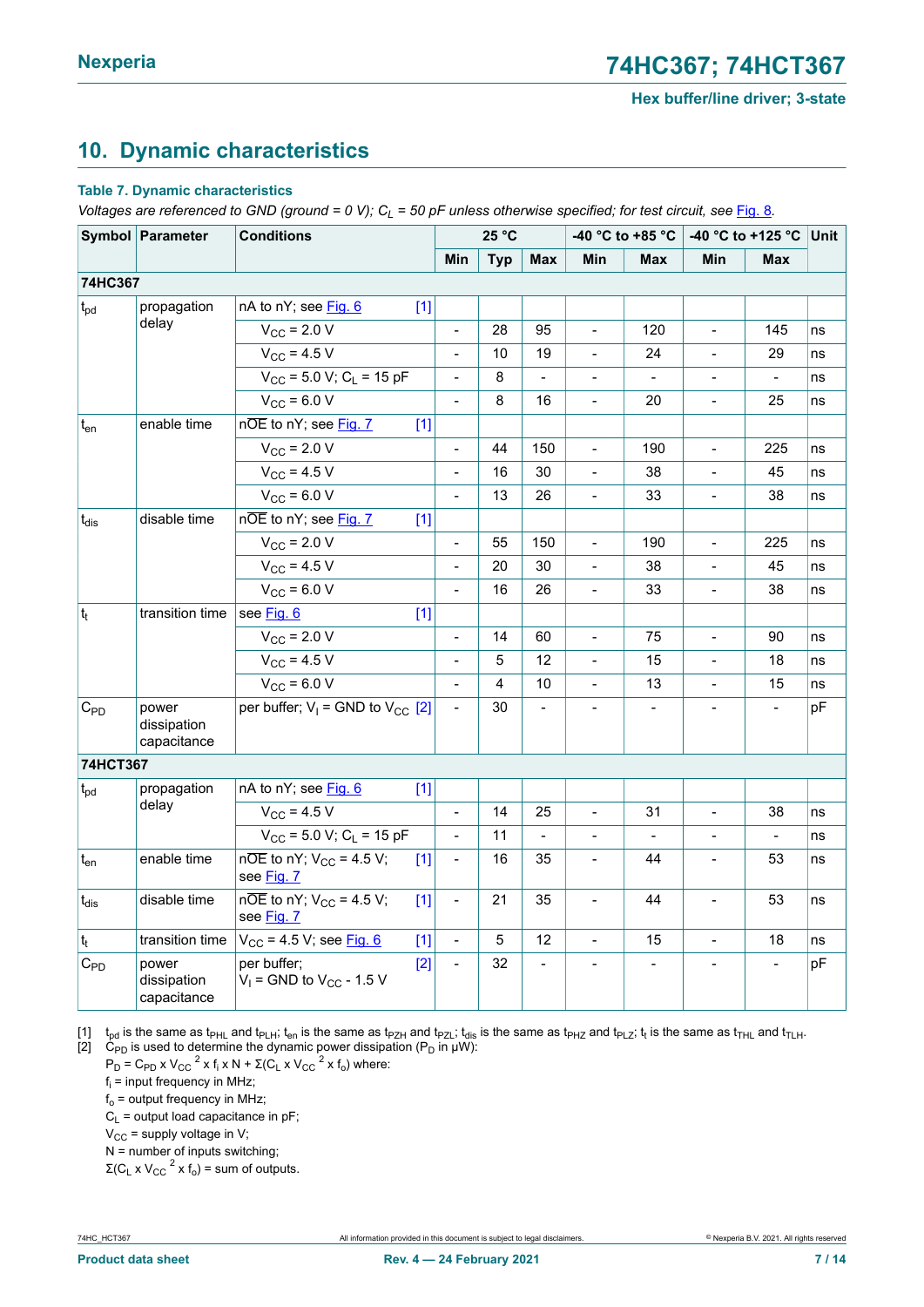## 10. Dynamic characteristics

**Table 7. Dynamic characteristics**

*Voltages are referenced to GND (ground = 0 V); $C_L$ = 50 pF unless otherwise specified; for test circuit, see Fig. 8.*

| Symbol | Parameter | Conditions | 25 °C | | | -40 °C to +85 °C | | -40 °C to +125 °C | | Unit |
|---|---|---|---|---|---|---|---|---|---|---|
| | | | Min | Typ | Max | Min | Max | Min | Max | |
| **74HC367** | | | | | | | | | | |
| $t_{pd}$ | propagation delay | nA to nY; see Fig. 6 [1] | | | | | | | | |
| | | $V_{CC}$ = 2.0 V | - | 28 | 95 | - | 120 | - | 145 | ns |
| | | $V_{CC}$ = 4.5 V | - | 10 | 19 | - | 24 | - | 29 | ns |
| | | $V_{CC}$ = 5.0 V; $C_L$ = 15 pF | - | 8 | - | - | - | - | - | ns |
| | | $V_{CC}$ = 6.0 V | - | 8 | 16 | - | 20 | - | 25 | ns |
| $t_{en}$ | enable time | n$\overline{OE}$ to nY; see Fig. 7 [1] | | | | | | | | |
| | | $V_{CC}$ = 2.0 V | - | 44 | 150 | - | 190 | - | 225 | ns |
| | | $V_{CC}$ = 4.5 V | - | 16 | 30 | - | 38 | - | 45 | ns |
| | | $V_{CC}$ = 6.0 V | - | 13 | 26 | - | 33 | - | 38 | ns |
| $t_{dis}$ | disable time | n$\overline{OE}$ to nY; see Fig. 7 [1] | | | | | | | | |
| | | $V_{CC}$ = 2.0 V | - | 55 | 150 | - | 190 | - | 225 | ns |
| | | $V_{CC}$ = 4.5 V | - | 20 | 30 | - | 38 | - | 45 | ns |
| | | $V_{CC}$ = 6.0 V | - | 16 | 26 | - | 33 | - | 38 | ns |
| $t_t$ | transition time | see Fig. 6 [1] | | | | | | | | |
| | | $V_{CC}$ = 2.0 V | - | 14 | 60 | - | 75 | - | 90 | ns |
| | | $V_{CC}$ = 4.5 V | - | 5 | 12 | - | 15 | - | 18 | ns |
| | | $V_{CC}$ = 6.0 V | - | 4 | 10 | - | 13 | - | 15 | ns |
| $C_{PD}$ | power dissipation capacitance | per buffer; $V_I$ = GND to $V_{CC}$ [2] | - | 30 | - | - | - | - | - | pF |
| **74HCT367** | | | | | | | | | | |
| $t_{pd}$ | propagation delay | nA to nY; see Fig. 6 [1] | | | | | | | | |
| | | $V_{CC}$ = 4.5 V | - | 14 | 25 | - | 31 | - | 38 | ns |
| | | $V_{CC}$ = 5.0 V; $C_L$ = 15 pF | - | 11 | - | - | - | - | - | ns |
| $t_{en}$ | enable time | n$\overline{OE}$ to nY; $V_{CC}$ = 4.5 V; see Fig. 7 [1] | - | 16 | 35 | - | 44 | - | 53 | ns |
| $t_{dis}$ | disable time | n$\overline{OE}$ to nY; $V_{CC}$ = 4.5 V; see Fig. 7 [1] | - | 21 | 35 | - | 44 | - | 53 | ns |
| $t_t$ | transition time | $V_{CC}$ = 4.5 V; see Fig. 6 [1] | - | 5 | 12 | - | 15 | - | 18 | ns |
| $C_{PD}$ | power dissipation capacitance | per buffer; $V_I$ = GND to $V_{CC}$ - 1.5 V [2] | - | 32 | - | - | - | - | - | pF |

[1] $t_{pd}$ is the same as $t_{PHL}$ and $t_{PLH}$; $t_{en}$ is the same as $t_{PZH}$ and $t_{PZL}$; $t_{dis}$ is the same as $t_{PHZ}$ and $t_{PLZ}$; $t_t$ is the same as $t_{THL}$ and $t_{TLH}$.

[2] $C_{PD}$ is used to determine the dynamic power dissipation ($P_D$ in μW):

$P_D = C_{PD} \times V_{CC}{}^2 \times f_i \times N + \Sigma(C_L \times V_{CC}{}^2 \times f_o)$ where:

$f_i$ = input frequency in MHz;

$f_o$ = output frequency in MHz;

$C_L$ = output load capacitance in pF;

$V_{CC}$ = supply voltage in V;

N = number of inputs switching;

$\Sigma(C_L \times V_{CC}{}^2 \times f_o)$ = sum of outputs.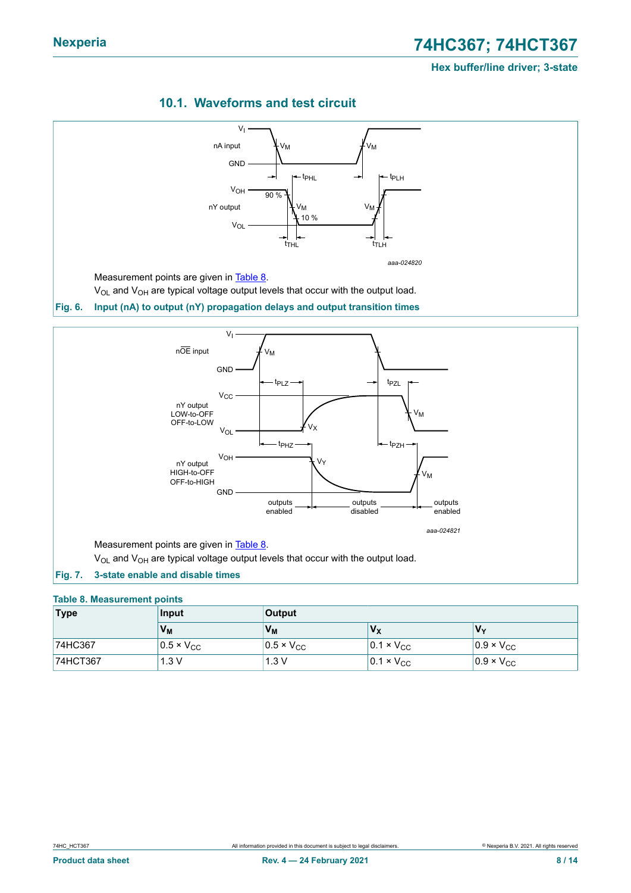### 10.1. Waveforms and test circuit

Measurement points are given in Table 8.

$V_{OL}$ and $V_{OH}$ are typical voltage output levels that occur with the output load.

**Fig. 6. Input (nA) to output (nY) propagation delays and output transition times**

Measurement points are given in Table 8.

$V_{OL}$ and $V_{OH}$ are typical voltage output levels that occur with the output load.

**Fig. 7. 3-state enable and disable times**

**Table 8. Measurement points**

| Type | Input | Output | | |
|---|---|---|---|---|
| | $V_M$ | $V_M$ | $V_X$ | $V_Y$ |
| 74HC367 | 0.5 × $V_{CC}$ | 0.5 × $V_{CC}$ | 0.1 × $V_{CC}$ | 0.9 × $V_{CC}$ |
| 74HCT367 | 1.3 V | 1.3 V | 0.1 × $V_{CC}$ | 0.9 × $V_{CC}$ |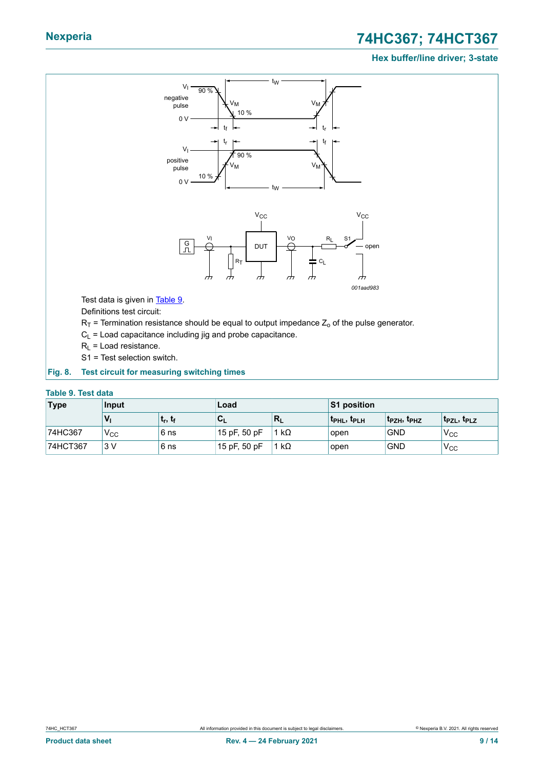Test data is given in Table 9.

Definitions test circuit:

$R_T$ = Termination resistance should be equal to output impedance $Z_o$ of the pulse generator.

$C_L$ = Load capacitance including jig and probe capacitance.

$R_L$ = Load resistance.

S1 = Test selection switch.

**Fig. 8. Test circuit for measuring switching times**

**Table 9. Test data**

| Type | Input | | Load | | S1 position | | |
|---|---|---|---|---|---|---|---|
| | $V_I$ | $t_r$, $t_f$ | $C_L$ | $R_L$ | $t_{PHL}$, $t_{PLH}$ | $t_{PZH}$, $t_{PHZ}$ | $t_{PZL}$, $t_{PLZ}$ |
| 74HC367 | $V_{CC}$ | 6 ns | 15 pF, 50 pF | 1 kΩ | open | GND | $V_{CC}$ |
| 74HCT367 | 3 V | 6 ns | 15 pF, 50 pF | 1 kΩ | open | GND | $V_{CC}$ |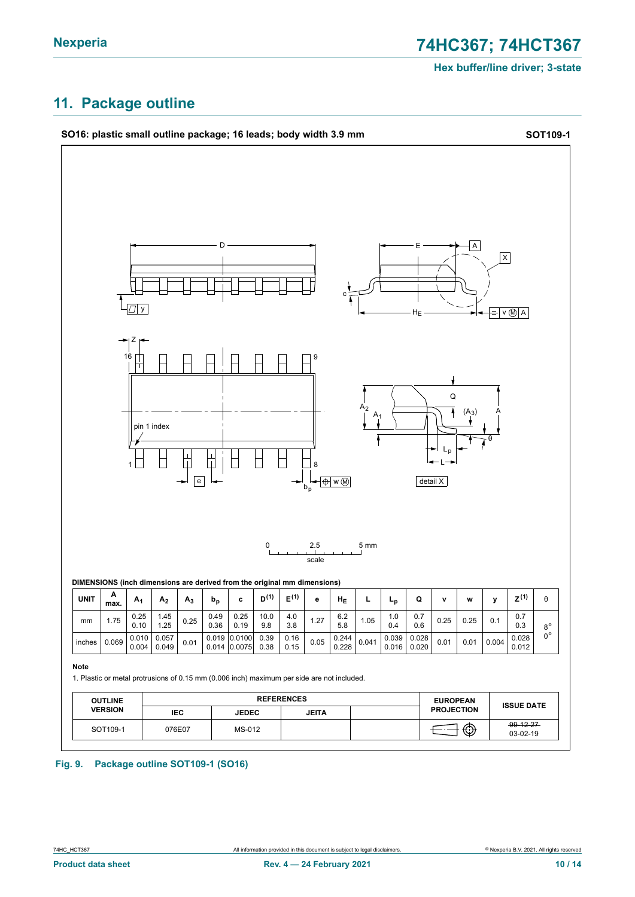## 11. Package outline

**SO16: plastic small outline package; 16 leads; body width 3.9 mm** **SOT109-1**

**DIMENSIONS (inch dimensions are derived from the original mm dimensions)**

| UNIT | A max. | $A_1$ | $A_2$ | $A_3$ | $b_p$ | c | $D^{(1)}$ | $E^{(1)}$ | e | $H_E$ | L | $L_p$ | Q | v | w | y | $Z^{(1)}$ | θ |
|---|---|---|---|---|---|---|---|---|---|---|---|---|---|---|---|---|---|---|
| mm | 1.75 | 0.25<br>0.10 | 1.45<br>1.25 | 0.25 | 0.49<br>0.36 | 0.25<br>0.19 | 10.0<br>9.8 | 4.0<br>3.8 | 1.27 | 6.2<br>5.8 | 1.05 | 1.0<br>0.4 | 0.7<br>0.6 | 0.25 | 0.25 | 0.1 | 0.7<br>0.3 | 8°<br>0° |
| inches | 0.069 | 0.010<br>0.004 | 0.057<br>0.049 | 0.01 | 0.019<br>0.014 | 0.0100<br>0.0075 | 0.39<br>0.38 | 0.16<br>0.15 | 0.05 | 0.244<br>0.228 | 0.041 | 0.039<br>0.016 | 0.028<br>0.020 | 0.01 | 0.01 | 0.004 | 0.028<br>0.012 | |

**Note**

1. Plastic or metal protrusions of 0.15 mm (0.006 inch) maximum per side are not included.

| OUTLINE VERSION | REFERENCES | | | | EUROPEAN PROJECTION | ISSUE DATE |
|---|---|---|---|---|---|---|
| | IEC | JEDEC | JEITA | | | |
| SOT109-1 | 076E07 | MS-012 | | | | ~~99-12-27~~<br>03-02-19 |

**Fig. 9. Package outline SOT109-1 (SO16)**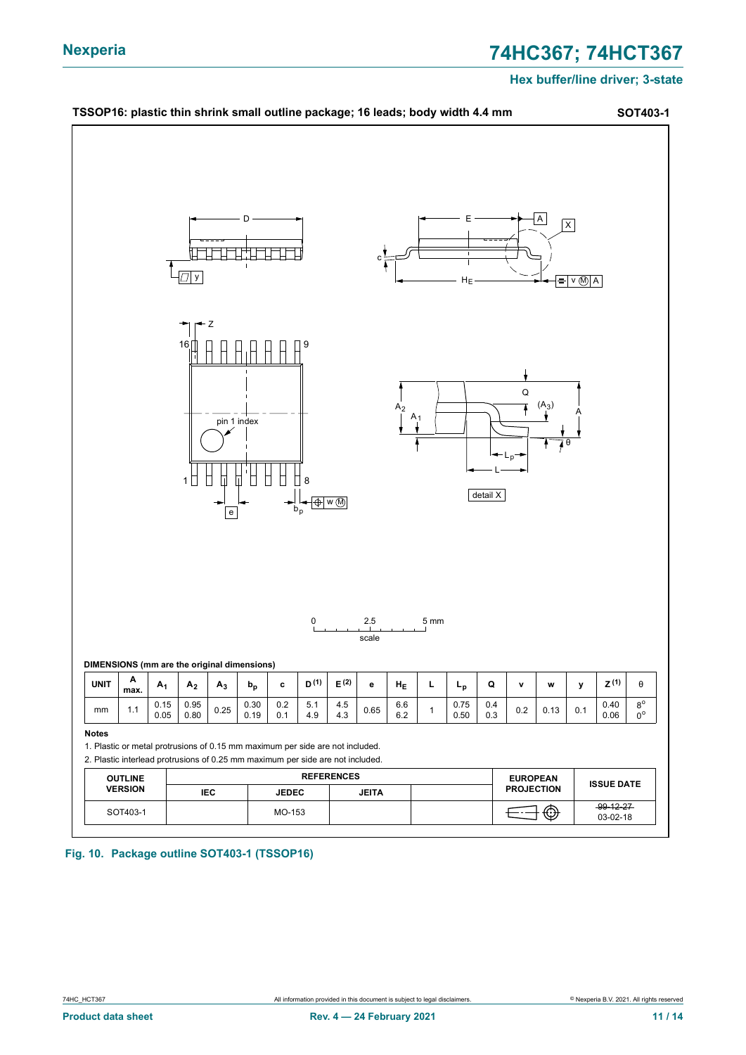**TSSOP16: plastic thin shrink small outline package; 16 leads; body width 4.4 mm** **SOT403-1**

**DIMENSIONS (mm are the original dimensions)**

| UNIT | A max. | $A_1$ | $A_2$ | $A_3$ | $b_p$ | c | D (1) | E (2) | e | $H_E$ | L | $L_p$ | Q | v | w | y | Z (1) | θ |
|---|---|---|---|---|---|---|---|---|---|---|---|---|---|---|---|---|---|---|
| mm | 1.1 | 0.15<br>0.05 | 0.95<br>0.80 | 0.25 | 0.30<br>0.19 | 0.2<br>0.1 | 5.1<br>4.9 | 4.5<br>4.3 | 0.65 | 6.6<br>6.2 | 1 | 0.75<br>0.50 | 0.4<br>0.3 | 0.2 | 0.13 | 0.1 | 0.40<br>0.06 | 8°<br>0° |

**Notes**

1. Plastic or metal protrusions of 0.15 mm maximum per side are not included.
2. Plastic interlead protrusions of 0.25 mm maximum per side are not included.

| OUTLINE VERSION | REFERENCES | | | | EUROPEAN PROJECTION | ISSUE DATE |
|---|---|---|---|---|---|---|
| | IEC | JEDEC | JEITA | | | |
| SOT403-1 | | MO-153 | | | | ~~99-12-27~~<br>03-02-18 |

**Fig. 10. Package outline SOT403-1 (TSSOP16)**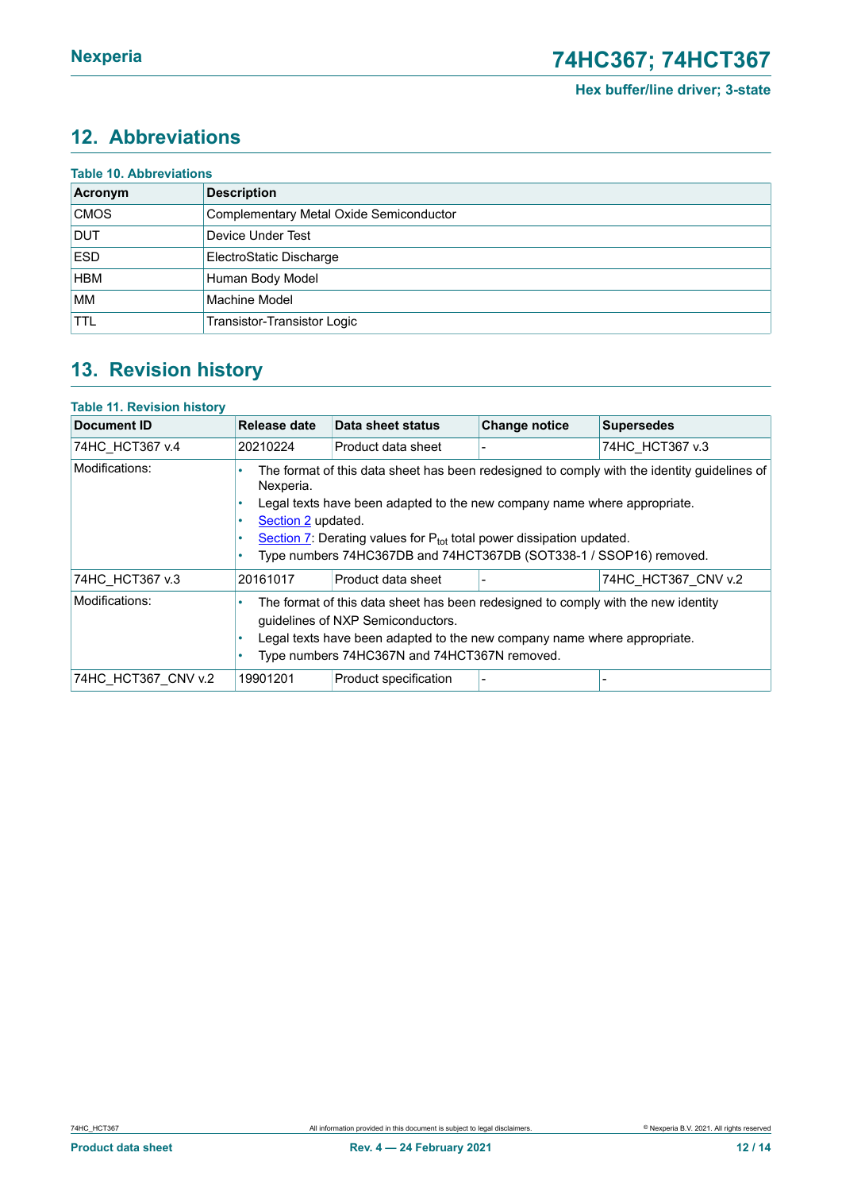## 12. Abbreviations

**Table 10. Abbreviations**

| Acronym | Description |
|---|---|
| CMOS | Complementary Metal Oxide Semiconductor |
| DUT | Device Under Test |
| ESD | ElectroStatic Discharge |
| HBM | Human Body Model |
| MM | Machine Model |
| TTL | Transistor-Transistor Logic |

## 13. Revision history

**Table 11. Revision history**

| Document ID | Release date | Data sheet status | Change notice | Supersedes |
|---|---|---|---|---|
| 74HC_HCT367 v.4 | 20210224 | Product data sheet | - | 74HC_HCT367 v.3 |
| Modifications: | • The format of this data sheet has been redesigned to comply with the identity guidelines of Nexperia. • Legal texts have been adapted to the new company name where appropriate. • Section 2 updated. • Section 7: Derating values for $P_{tot}$ total power dissipation updated. • Type numbers 74HC367DB and 74HCT367DB (SOT338-1 / SSOP16) removed. | | | |
| 74HC_HCT367 v.3 | 20161017 | Product data sheet | - | 74HC_HCT367_CNV v.2 |
| Modifications: | • The format of this data sheet has been redesigned to comply with the new identity guidelines of NXP Semiconductors. • Legal texts have been adapted to the new company name where appropriate. • Type numbers 74HC367N and 74HCT367N removed. | | | |
| 74HC_HCT367_CNV v.2 | 19901201 | Product specification | - | - |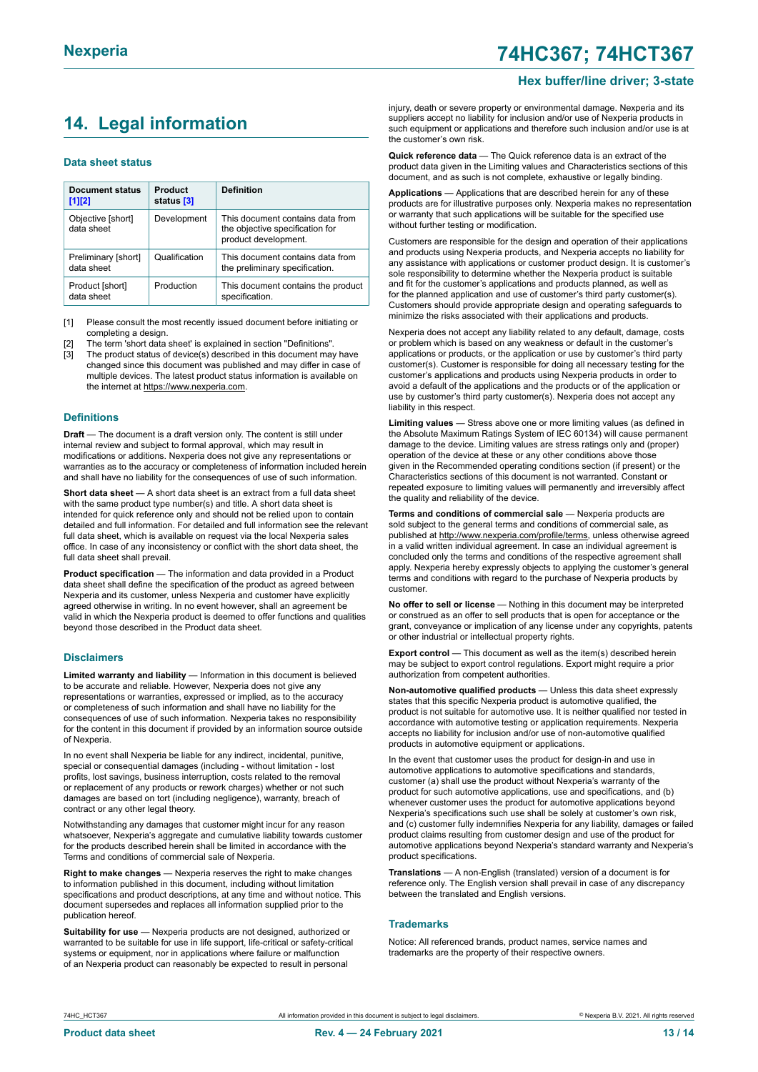# 14. Legal information

### Data sheet status

| Document status [1][2] | Product status [3] | Definition |
|---|---|---|
| Objective [short] data sheet | Development | This document contains data from the objective specification for product development. |
| Preliminary [short] data sheet | Qualification | This document contains data from the preliminary specification. |
| Product [short] data sheet | Production | This document contains the product specification. |

[1] Please consult the most recently issued document before initiating or completing a design.
[2] The term 'short data sheet' is explained in section "Definitions".
[3] The product status of device(s) described in this document may have changed since this document was published and may differ in case of multiple devices. The latest product status information is available on the internet at https://www.nexperia.com.

### Definitions

**Draft** — The document is a draft version only. The content is still under internal review and subject to formal approval, which may result in modifications or additions. Nexperia does not give any representations or warranties as to the accuracy or completeness of information included herein and shall have no liability for the consequences of use of such information.

**Short data sheet** — A short data sheet is an extract from a full data sheet with the same product type number(s) and title. A short data sheet is intended for quick reference only and should not be relied upon to contain detailed and full information. For detailed and full information see the relevant full data sheet, which is available on request via the local Nexperia sales office. In case of any inconsistency or conflict with the short data sheet, the full data sheet shall prevail.

**Product specification** — The information and data provided in a Product data sheet shall define the specification of the product as agreed between Nexperia and its customer, unless Nexperia and customer have explicitly agreed otherwise in writing. In no event however, shall an agreement be valid in which the Nexperia product is deemed to offer functions and qualities beyond those described in the Product data sheet.

### Disclaimers

**Limited warranty and liability** — Information in this document is believed to be accurate and reliable. However, Nexperia does not give any representations or warranties, expressed or implied, as to the accuracy or completeness of such information and shall have no liability for the consequences of use of such information. Nexperia takes no responsibility for the content in this document if provided by an information source outside of Nexperia.

In no event shall Nexperia be liable for any indirect, incidental, punitive, special or consequential damages (including - without limitation - lost profits, lost savings, business interruption, costs related to the removal or replacement of any products or rework charges) whether or not such damages are based on tort (including negligence), warranty, breach of contract or any other legal theory.

Notwithstanding any damages that customer might incur for any reason whatsoever, Nexperia's aggregate and cumulative liability towards customer for the products described herein shall be limited in accordance with the Terms and conditions of commercial sale of Nexperia.

**Right to make changes** — Nexperia reserves the right to make changes to information published in this document, including without limitation specifications and product descriptions, at any time and without notice. This document supersedes and replaces all information supplied prior to the publication hereof.

**Suitability for use** — Nexperia products are not designed, authorized or warranted to be suitable for use in life support, life-critical or safety-critical systems or equipment, nor in applications where failure or malfunction of an Nexperia product can reasonably be expected to result in personal injury, death or severe property or environmental damage. Nexperia and its suppliers accept no liability for inclusion and/or use of Nexperia products in such equipment or applications and therefore such inclusion and/or use is at the customer's own risk.

**Quick reference data** — The Quick reference data is an extract of the product data given in the Limiting values and Characteristics sections of this document, and as such is not complete, exhaustive or legally binding.

**Applications** — Applications that are described herein for any of these products are for illustrative purposes only. Nexperia makes no representation or warranty that such applications will be suitable for the specified use without further testing or modification.

Customers are responsible for the design and operation of their applications and products using Nexperia products, and Nexperia accepts no liability for any assistance with applications or customer product design. It is customer's sole responsibility to determine whether the Nexperia product is suitable and fit for the customer's applications and products planned, as well as for the planned application and use of customer's third party customer(s). Customers should provide appropriate design and operating safeguards to minimize the risks associated with their applications and products.

Nexperia does not accept any liability related to any default, damage, costs or problem which is based on any weakness or default in the customer's applications or products, or the application or use by customer's third party customer(s). Customer is responsible for doing all necessary testing for the customer's applications and products using Nexperia products in order to avoid a default of the applications and the products or of the application or use by customer's third party customer(s). Nexperia does not accept any liability in this respect.

**Limiting values** — Stress above one or more limiting values (as defined in the Absolute Maximum Ratings System of IEC 60134) will cause permanent damage to the device. Limiting values are stress ratings only and (proper) operation of the device at these or any other conditions above those given in the Recommended operating conditions section (if present) or the Characteristics sections of this document is not warranted. Constant or repeated exposure to limiting values will permanently and irreversibly affect the quality and reliability of the device.

**Terms and conditions of commercial sale** — Nexperia products are sold subject to the general terms and conditions of commercial sale, as published at http://www.nexperia.com/profile/terms, unless otherwise agreed in a valid written individual agreement. In case an individual agreement is concluded only the terms and conditions of the respective agreement shall apply. Nexperia hereby expressly objects to applying the customer's general terms and conditions with regard to the purchase of Nexperia products by customer.

**No offer to sell or license** — Nothing in this document may be interpreted or construed as an offer to sell products that is open for acceptance or the grant, conveyance or implication of any license under any copyrights, patents or other industrial or intellectual property rights.

**Export control** — This document as well as the item(s) described herein may be subject to export control regulations. Export might require a prior authorization from competent authorities.

**Non-automotive qualified products** — Unless this data sheet expressly states that this specific Nexperia product is automotive qualified, the product is not suitable for automotive use. It is neither qualified nor tested in accordance with automotive testing or application requirements. Nexperia accepts no liability for inclusion and/or use of non-automotive qualified products in automotive equipment or applications.

In the event that customer uses the product for design-in and use in automotive applications to automotive specifications and standards, customer (a) shall use the product without Nexperia's warranty of the product for such automotive applications, use and specifications, and (b) whenever customer uses the product for automotive applications beyond Nexperia's specifications such use shall be solely at customer's own risk, and (c) customer fully indemnifies Nexperia for any liability, damages or failed product claims resulting from customer design and use of the product for automotive applications beyond Nexperia's standard warranty and Nexperia's product specifications.

**Translations** — A non-English (translated) version of a document is for reference only. The English version shall prevail in case of any discrepancy between the translated and English versions.

### Trademarks

Notice: All referenced brands, product names, service names and trademarks are the property of their respective owners.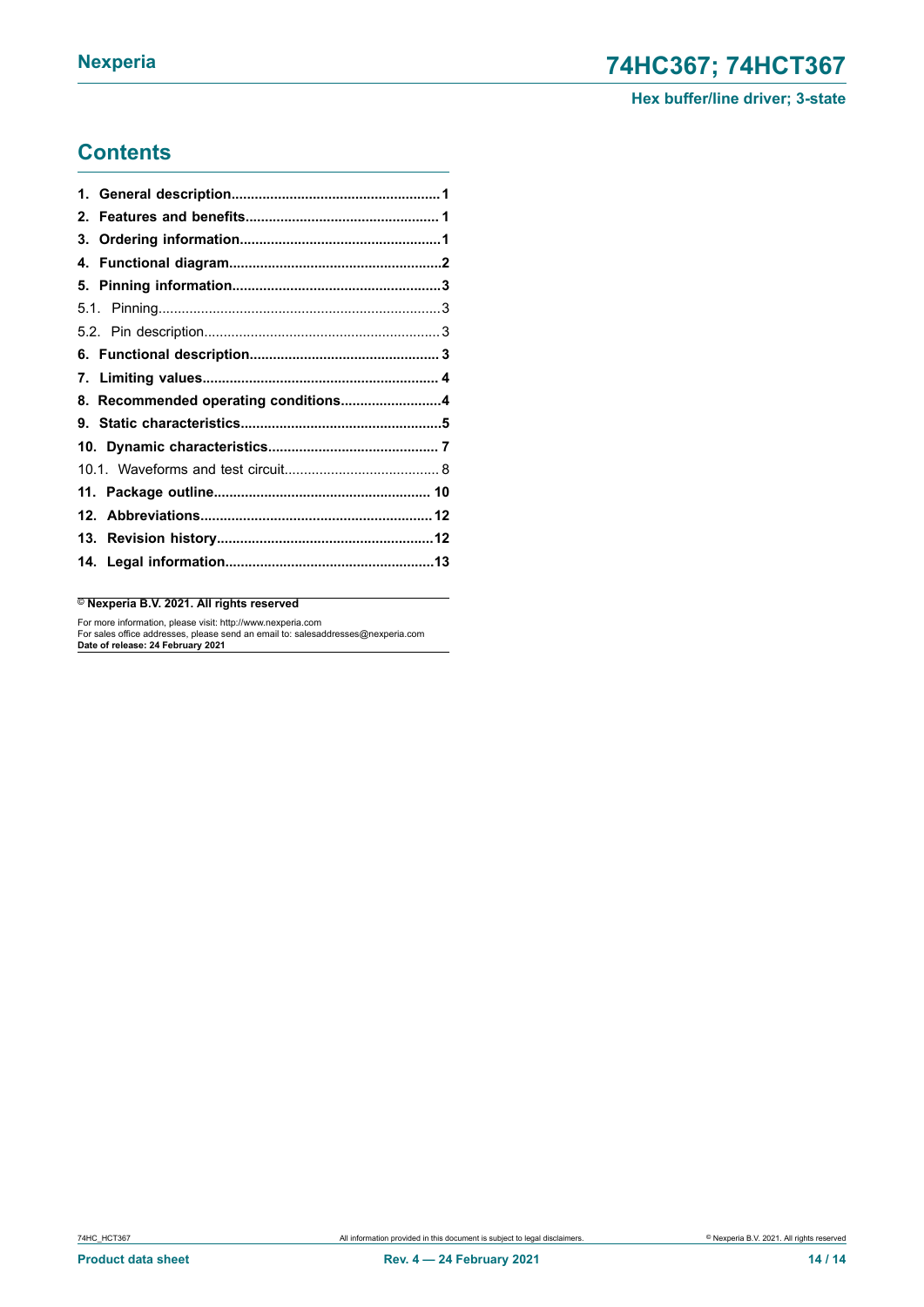## Contents

- **1. General description......1**
- **2. Features and benefits......1**
- **3. Ordering information......1**
- **4. Functional diagram......2**
- **5. Pinning information......3**
  - 5.1. Pinning......3
  - 5.2. Pin description......3
- **6. Functional description......3**
- **7. Limiting values......4**
- **8. Recommended operating conditions......4**
- **9. Static characteristics......5**
- **10. Dynamic characteristics......7**
  - 10.1. Waveforms and test circuit......8
- **11. Package outline......10**
- **12. Abbreviations......12**
- **13. Revision history......12**
- **14. Legal information......13**

**© Nexperia B.V. 2021. All rights reserved**

For more information, please visit: http://www.nexperia.com
For sales office addresses, please send an email to: salesaddresses@nexperia.com
**Date of release: 24 February 2021**